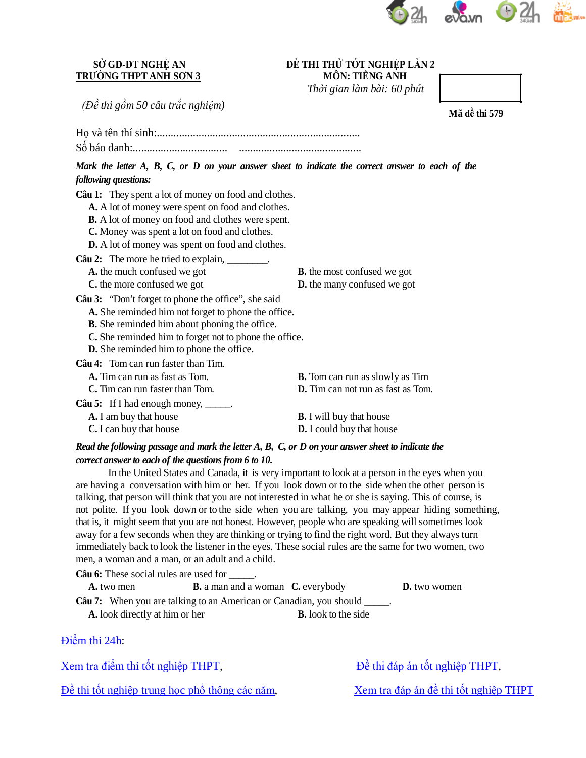**SỞ GD-ĐT NGHỆ AN**
**TRƯỜNG THPT ANH SƠN 3**

**ĐỀ THI THỬ TỐT NGHIỆP LẦN 2**
**MÔN: TIẾNG ANH**
*Thời gian làm bài: 60 phút*

*(Đề thi gồm 50 câu trắc nghiệm)*

**Mã đề thi 579**

Họ và tên thí sinh:..........................................................................
Số báo danh:..................................   .............................................

***Mark the letter A, B, C, or D on your answer sheet to indicate the correct answer to each of the following questions:***

**Câu 1:** They spent a lot of money on food and clothes.
- **A.** A lot of money were spent on food and clothes.
- **B.** A lot of money on food and clothes were spent.
- **C.** Money was spent a lot on food and clothes.
- **D.** A lot of money was spent on food and clothes.

**Câu 2:** The more he tried to explain, ________.
- **A.** the much confused we got
- **B.** the most confused we got
- **C.** the more confused we got
- **D.** the many confused we got

**Câu 3:** "Don't forget to phone the office", she said
- **A.** She reminded him not forget to phone the office.
- **B.** She reminded him about phoning the office.
- **C.** She reminded him to forget not to phone the office.
- **D.** She reminded him to phone the office.

**Câu 4:** Tom can run faster than Tim.
- **A.** Tim can run as fast as Tom.
- **B.** Tom can run as slowly as Tim
- **C.** Tim can run faster than Tom.
- **D.** Tim can not run as fast as Tom.

**Câu 5:** If I had enough money, _____.
- **A.** I am buy that house
- **B.** I will buy that house
- **C.** I can buy that house
- **D.** I could buy that house

***Read the following passage and mark the letter A, B, C, or D on your answer sheet to indicate the correct answer to each of the questions from 6 to 10.***

In the United States and Canada, it is very important to look at a person in the eyes when you are having a conversation with him or her. If you look down or to the side when the other person is talking, that person will think that you are not interested in what he or she is saying. This of course, is not polite. If you look down or to the side when you are talking, you may appear hiding something, that is, it might seem that you are not honest. However, people who are speaking will sometimes look away for a few seconds when they are thinking or trying to find the right word. But they always turn immediately back to look the listener in the eyes. These social rules are the same for two women, two men, a woman and a man, or an adult and a child.

**Câu 6:** These social rules are used for _____.
- **A.** two men
- **B.** a man and a woman
- **C.** everybody
- **D.** two women

**Câu 7:** When you are talking to an American or Canadian, you should _____.
- **A.** look directly at him or her
- **B.** look to the side

Điểm thi 24h:

Xem tra điểm thi tốt nghiệp THPT, Đề thi đáp án tốt nghiệp THPT,

Đề thi tốt nghiệp trung học phổ thông các năm, Xem tra đáp án đề thi tốt nghiệp THPT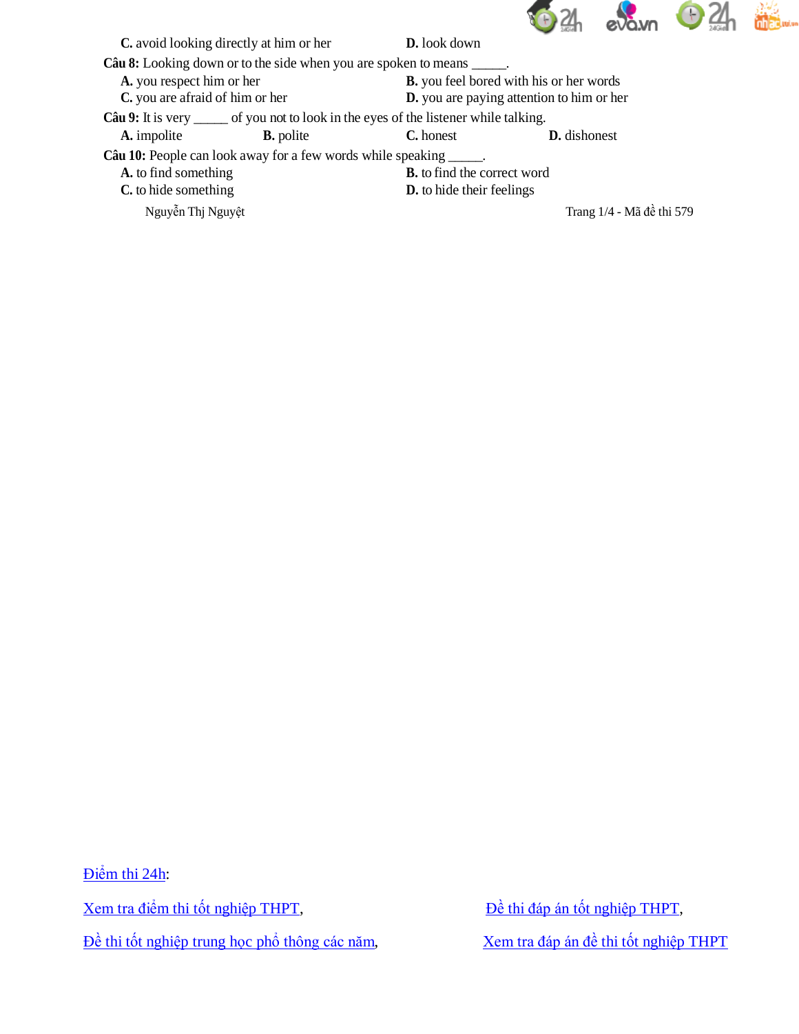**C.** avoid looking directly at him or her **D.** look down

**Câu 8:** Looking down or to the side when you are spoken to means _____.

**A.** you respect him or her **B.** you feel bored with his or her words

**C.** you are afraid of him or her **D.** you are paying attention to him or her

**Câu 9:** It is very _____ of you not to look in the eyes of the listener while talking.

**A.** impolite **B.** polite **C.** honest **D.** dishonest

**Câu 10:** People can look away for a few words while speaking _____.

**A.** to find something **B.** to find the correct word

**C.** to hide something **D.** to hide their feelings

Điểm thi 24h:

Xem tra điểm thi tốt nghiệp THPT, Đề thi đáp án tốt nghiệp THPT,

Đề thi tốt nghiệp trung học phổ thông các năm, Xem tra đáp án đề thi tốt nghiệp THPT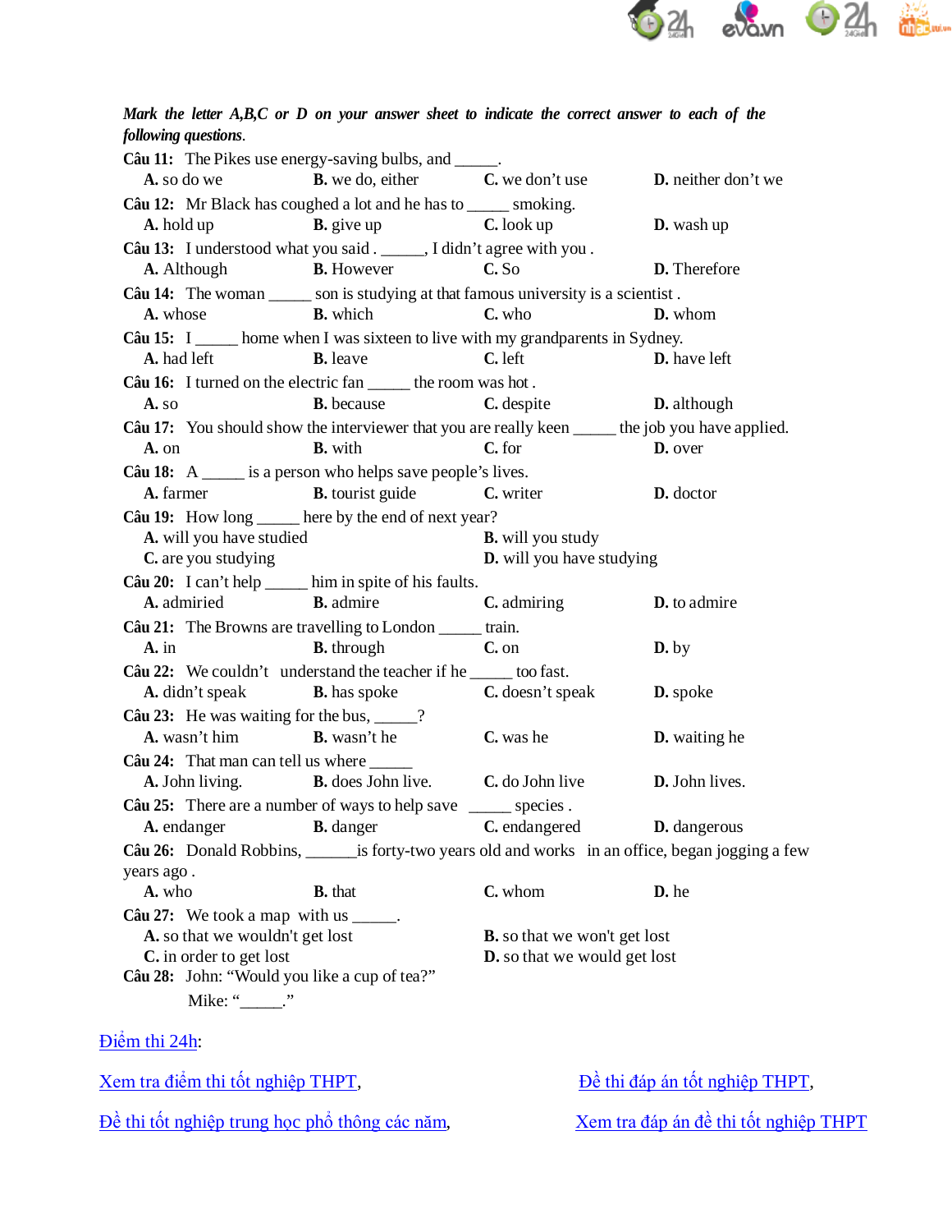***Mark the letter A,B,C or D on your answer sheet to indicate the correct answer to each of the following questions.***

**Câu 11:** The Pikes use energy-saving bulbs, and _____.

**A.** so do we  **B.** we do, either  **C.** we don't use  **D.** neither don't we

**Câu 12:** Mr Black has coughed a lot and he has to _____ smoking.

**A.** hold up  **B.** give up  **C.** look up  **D.** wash up

**Câu 13:** I understood what you said . _____, I didn't agree with you .

**A.** Although  **B.** However  **C.** So  **D.** Therefore

**Câu 14:** The woman _____ son is studying at that famous university is a scientist .

**A.** whose  **B.** which  **C.** who  **D.** whom

**Câu 15:** I _____ home when I was sixteen to live with my grandparents in Sydney.

**A.** had left  **B.** leave  **C.** left  **D.** have left

**Câu 16:** I turned on the electric fan _____ the room was hot .

**A.** so  **B.** because  **C.** despite  **D.** although

**Câu 17:** You should show the interviewer that you are really keen _____ the job you have applied.

**A.** on  **B.** with  **C.** for  **D.** over

**Câu 18:** A _____ is a person who helps save people's lives.

**A.** farmer  **B.** tourist guide  **C.** writer  **D.** doctor

**Câu 19:** How long _____ here by the end of next year?

**A.** will you have studied  **B.** will you study

**C.** are you studying  **D.** will you have studying

**Câu 20:** I can't help _____ him in spite of his faults.

**A.** admiried  **B.** admire  **C.** admiring  **D.** to admire

**Câu 21:** The Browns are travelling to London _____ train.

**A.** in  **B.** through  **C.** on  **D.** by

**Câu 22:** We couldn't understand the teacher if he _____ too fast.

**A.** didn't speak  **B.** has spoke  **C.** doesn't speak  **D.** spoke

**Câu 23:** He was waiting for the bus, _____?

**A.** wasn't him  **B.** wasn't he  **C.** was he  **D.** waiting he

**Câu 24:** That man can tell us where _____

**A.** John living.  **B.** does John live.  **C.** do John live  **D.** John lives.

**Câu 25:** There are a number of ways to help save _____ species .

**A.** endanger  **B.** danger  **C.** endangered  **D.** dangerous

**Câu 26:** Donald Robbins, ______is forty-two years old and works in an office, began jogging a few years ago .

**A.** who  **B.** that  **C.** whom  **D.** he

**Câu 27:** We took a map with us _____.

**A.** so that we wouldn't get lost  **B.** so that we won't get lost

**C.** in order to get lost  **D.** so that we would get lost

**Câu 28:** John: "Would you like a cup of tea?"

Mike: "_____."

Điểm thi 24h:

Xem tra điểm thi tốt nghiệp THPT, Đề thi đáp án tốt nghiệp THPT,

Đề thi tốt nghiệp trung học phổ thông các năm, Xem tra đáp án đề thi tốt nghiệp THPT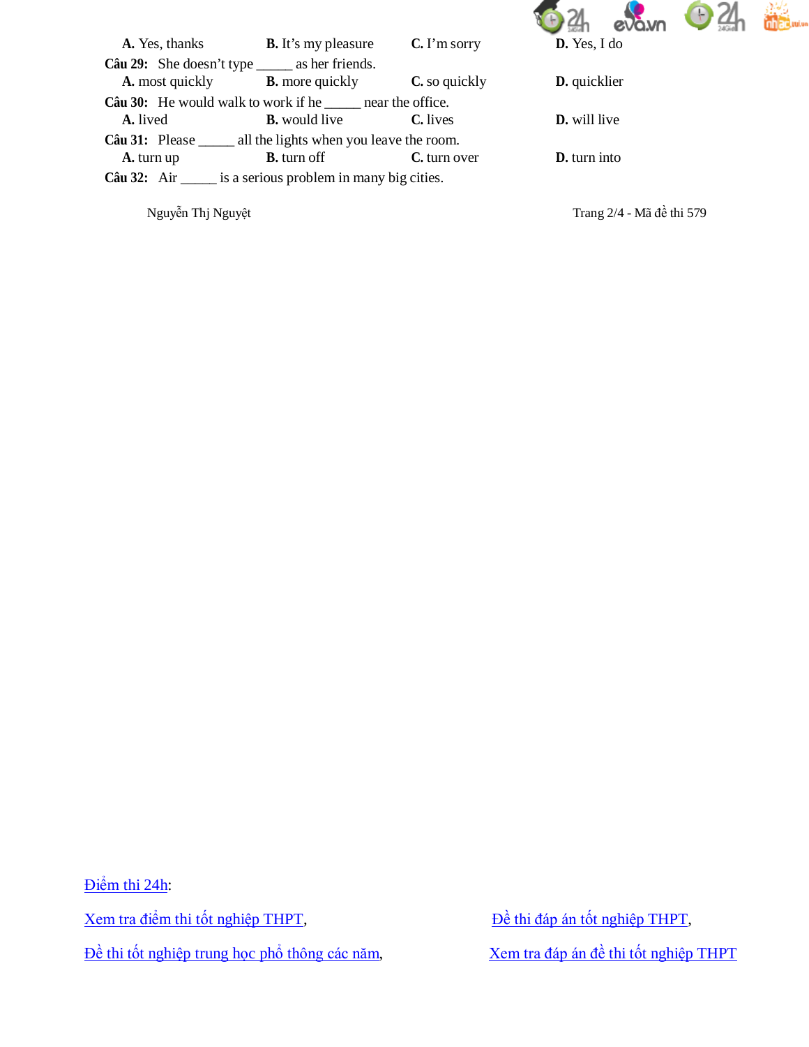**A.** Yes, thanks **B.** It's my pleasure **C.** I'm sorry **D.** Yes, I do

**Câu 29:** She doesn't type _____ as her friends.

**A.** most quickly **B.** more quickly **C.** so quickly **D.** quicklier

**Câu 30:** He would walk to work if he _____ near the office.

**A.** lived **B.** would live **C.** lives **D.** will live

**Câu 31:** Please _____ all the lights when you leave the room.

**A.** turn up **B.** turn off **C.** turn over **D.** turn into

**Câu 32:** Air _____ is a serious problem in many big cities.

Điểm thi 24h:

Xem tra điểm thi tốt nghiệp THPT, Đề thi đáp án tốt nghiệp THPT,

Đề thi tốt nghiệp trung học phổ thông các năm, Xem tra đáp án đề thi tốt nghiệp THPT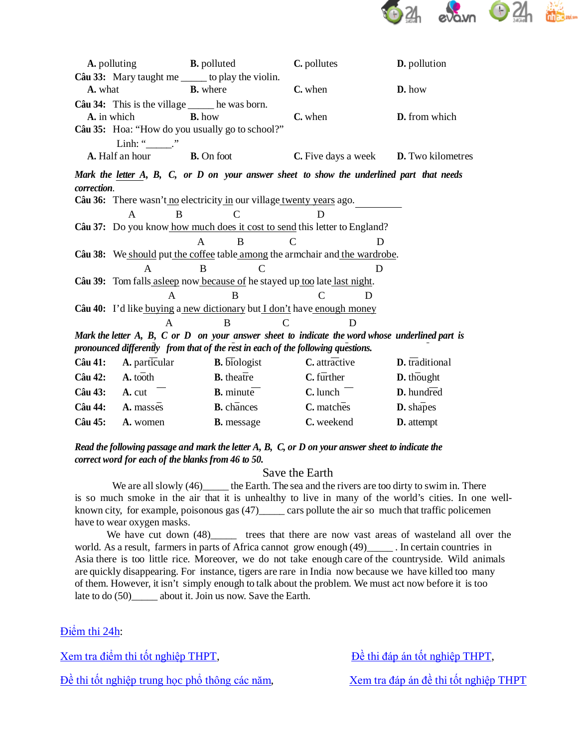**A.** polluting **B.** polluted **C.** pollutes **D.** pollution

**Câu 33:** Mary taught me _____ to play the violin.

**A.** what **B.** where **C.** when **D.** how

**Câu 34:** This is the village _____ he was born.

**A.** in which **B.** how **C.** when **D.** from which

**Câu 35:** Hoa: "How do you usually go to school?"

Linh: "_____."

**A.** Half an hour **B.** On foot **C.** Five days a week **D.** Two kilometres

***Mark the letter A, B, C, or D on your answer sheet to show the underlined part that needs correction.***

**Câu 36:** There wasn't <u>no</u> electricity <u>in</u> our village <u>twenty years</u> ago.<u>          </u>

A B C D

**Câu 37:** Do you know <u>how much does it cost to send</u> this letter to England?

A B C D

**Câu 38:** We <u>should</u> put <u>the coffee</u> table <u>among</u> the armchair and <u>the wardrobe</u>.

A B C D

**Câu 39:** Tom falls <u>asleep</u> now <u>because of</u> he stayed up <u>too</u> late <u>last night</u>.

A B C D

**Câu 40:** I'd like <u>buying</u> a <u>new dictionary</u> but <u>I don't</u> have <u>enough money</u>

A B C D

***Mark the letter A, B, C or D on your answer sheet to indicate the word whose underlined part is pronounced differently from that of the rest in each of the following questions.***

**Câu 41:** **A.** particular **B.** biologist **C.** attractive **D.** traditional

**Câu 42:** **A.** tooth **B.** theatre **C.** further **D.** thought

**Câu 43:** **A.** cut **B.** minute **C.** lunch **D.** hundred

**Câu 44:** **A.** masses **B.** chances **C.** matches **D.** shapes

**Câu 45:** **A.** women **B.** message **C.** weekend **D.** attempt

***Read the following passage and mark the letter A, B, C, or D on your answer sheet to indicate the correct word for each of the blanks from 46 to 50.***

Save the Earth

We are all slowly (46)_____ the Earth. The sea and the rivers are too dirty to swim in. There is so much smoke in the air that it is unhealthy to live in many of the world's cities. In one well-known city, for example, poisonous gas (47)_____ cars pollute the air so much that traffic policemen have to wear oxygen masks.

We have cut down (48)_____ trees that there are now vast areas of wasteland all over the world. As a result, farmers in parts of Africa cannot grow enough (49)_____ . In certain countries in Asia there is too little rice. Moreover, we do not take enough care of the countryside. Wild animals are quickly disappearing. For instance, tigers are rare in India now because we have killed too many of them. However, it isn't simply enough to talk about the problem. We must act now before it is too late to do (50)_____ about it. Join us now. Save the Earth.

Điểm thi 24h:

Xem tra điểm thi tốt nghiệp THPT, Đề thi đáp án tốt nghiệp THPT,

Đề thi tốt nghiệp trung học phổ thông các năm, Xem tra đáp án đề thi tốt nghiệp THPT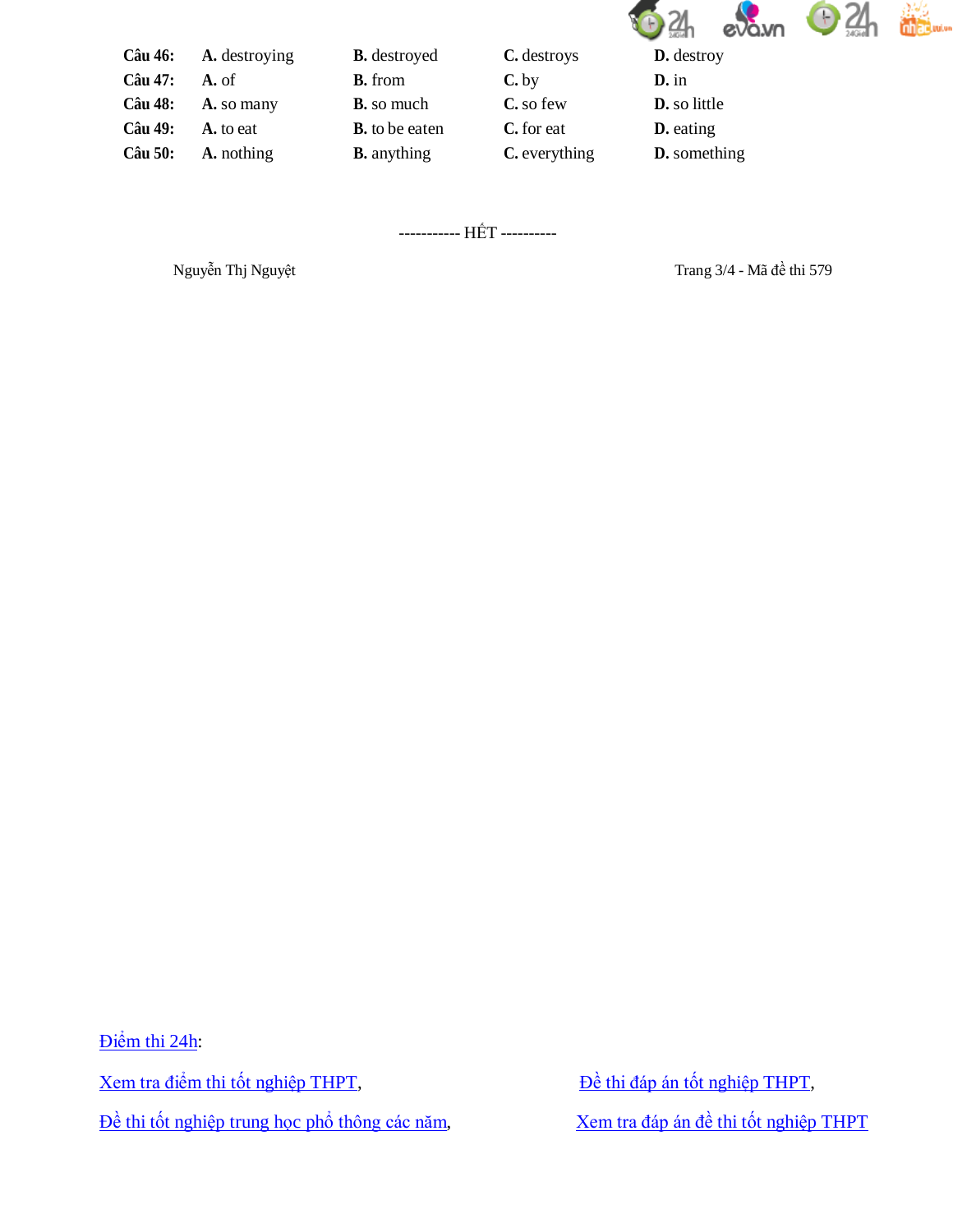**Câu 46:** **A.** destroying **B.** destroyed **C.** destroys **D.** destroy

**Câu 47:** **A.** of **B.** from **C.** by **D.** in

**Câu 48:** **A.** so many **B.** so much **C.** so few **D.** so little

**Câu 49:** **A.** to eat **B.** to be eaten **C.** for eat **D.** eating

**Câu 50:** **A.** nothing **B.** anything **C.** everything **D.** something

----------- HẾT ----------

Nguyễn Thị Nguyệt

Điểm thi 24h:

Xem tra điểm thi tốt nghiệp THPT, Đề thi đáp án tốt nghiệp THPT,

Đề thi tốt nghiệp trung học phổ thông các năm, Xem tra đáp án đề thi tốt nghiệp THPT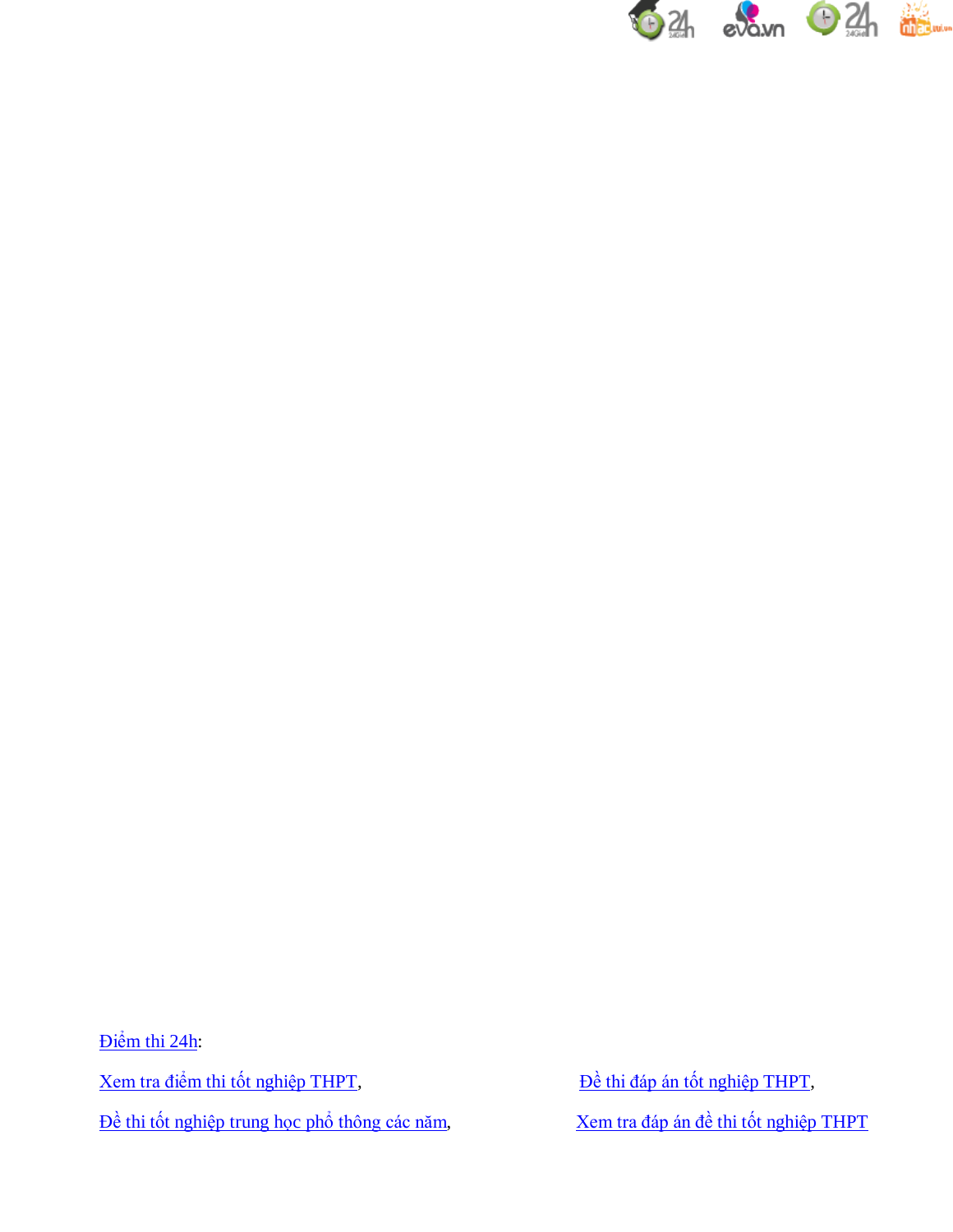Điểm thi 24h:

Xem tra điểm thi tốt nghiệp THPT,

Đề thi đáp án tốt nghiệp THPT,

Đề thi tốt nghiệp trung học phổ thông các năm,

Xem tra đáp án đề thi tốt nghiệp THPT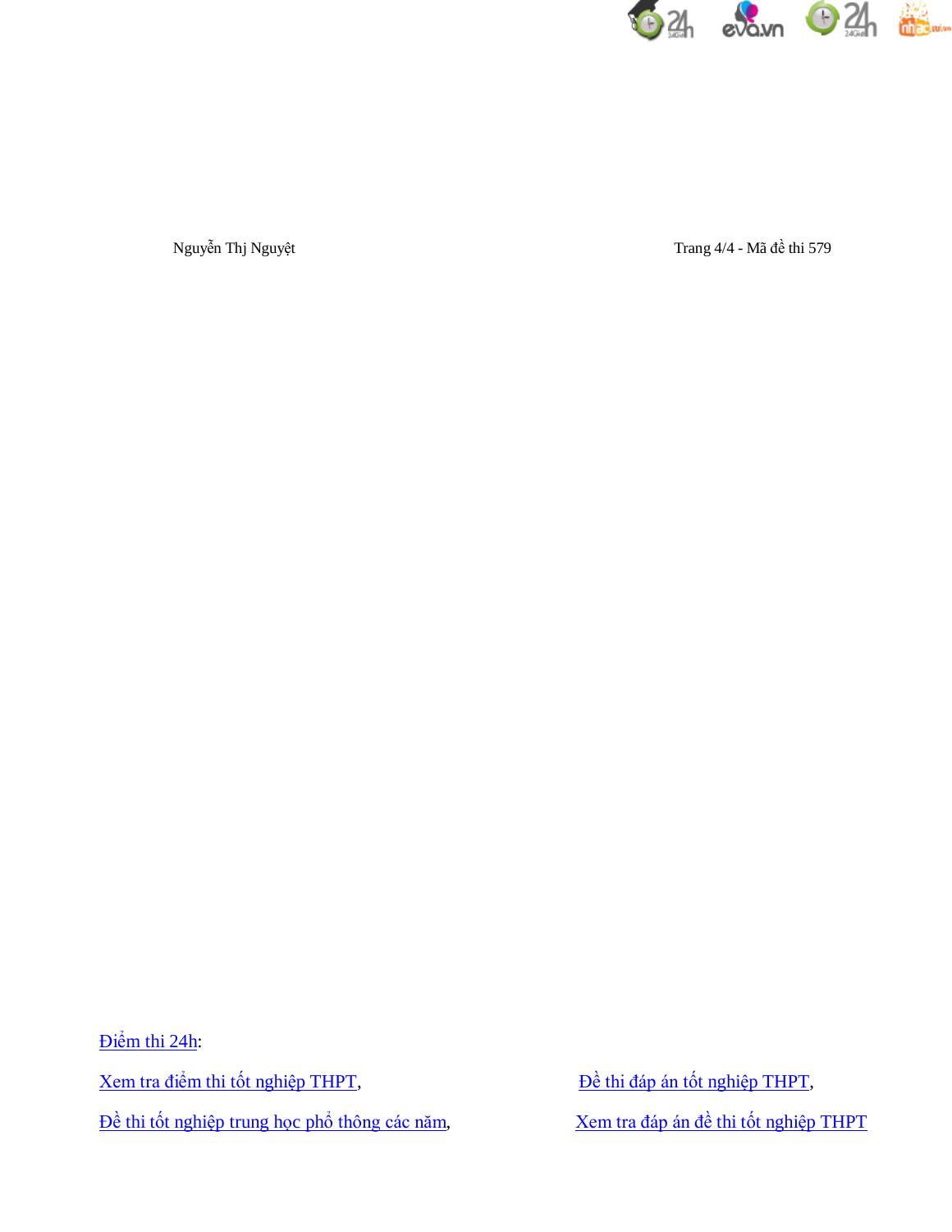Điểm thi 24h:

Xem tra điểm thi tốt nghiệp THPT,

Đề thi đáp án tốt nghiệp THPT,

Đề thi tốt nghiệp trung học phổ thông các năm,

Xem tra đáp án đề thi tốt nghiệp THPT